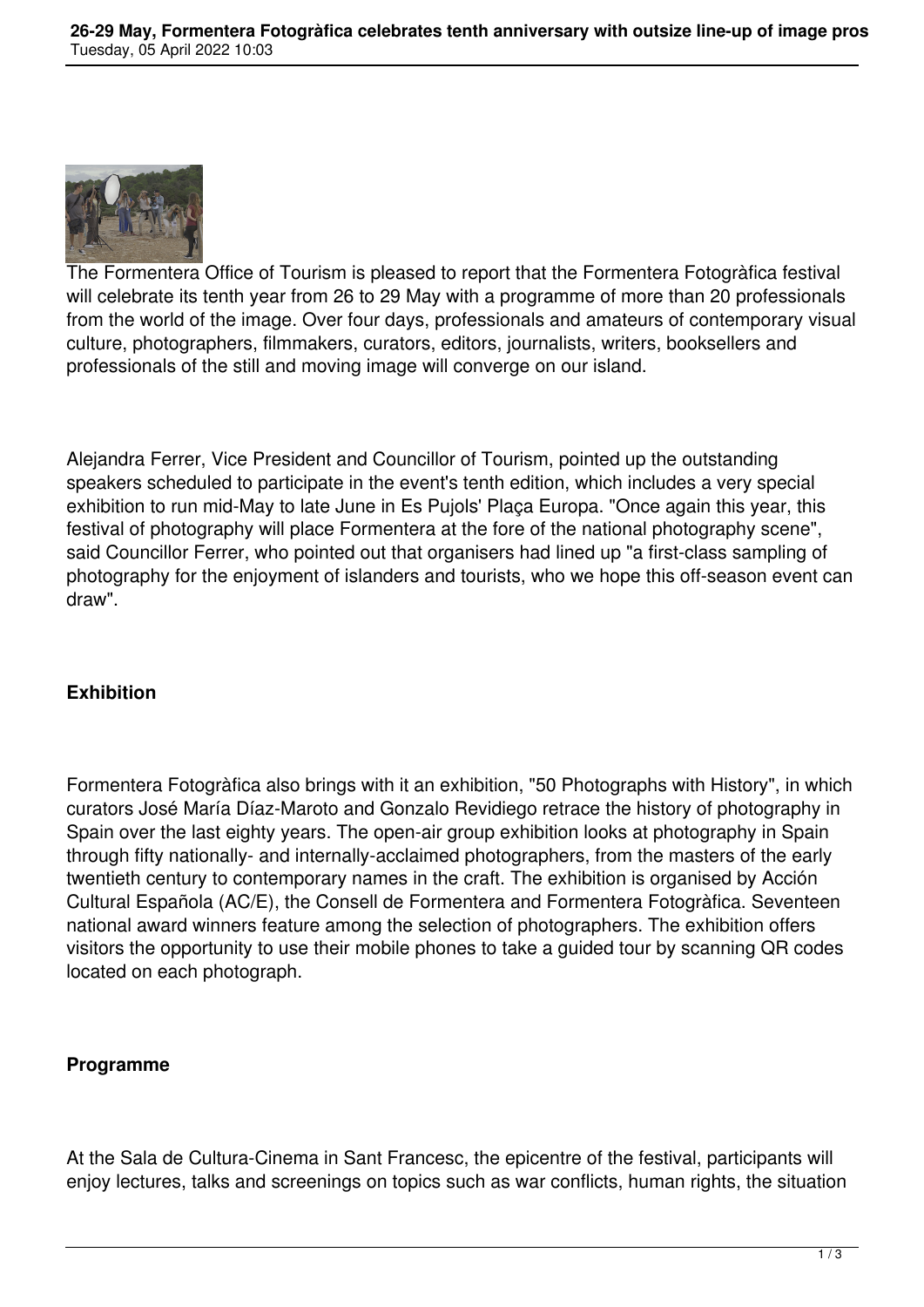The Formentera Office of Tourism is pleased to report that the Formentera Fotogràfica festival will celebrate its tenth year from 26 to 29 May with a programme of more than 20 professionals from the world of the image. Over four days, professionals and amateurs of contemporary visual culture, photographers, filmmakers, curators, editors, journalists, writers, booksellers and professionals of the still and moving image will converge on our island.

Alejandra Ferrer, Vice President and Councillor of Tourism, pointed up the outstanding speakers scheduled to participate in the event's tenth edition, which includes a very special exhibition to run mid-May to late June in Es Pujols' Plaça Europa. "Once again this year, this festival of photography will place Formentera at the fore of the national photography scene", said Councillor Ferrer, who pointed out that organisers had lined up "a first-class sampling of photography for the enjoyment of islanders and tourists, who we hope this off-season event can draw".

**Exhibition**

Formentera Fotogràfica also brings with it an exhibition, "50 Photographs with History", in which curators José María Díaz-Maroto and Gonzalo Revidiego retrace the history of photography in Spain over the last eighty years. The open-air group exhibition looks at photography in Spain through fifty nationally- and internally-acclaimed photographers, from the masters of the early twentieth century to contemporary names in the craft. The exhibition is organised by Acción Cultural Española (AC/E), the Consell de Formentera and Formentera Fotogràfica. Seventeen national award winners feature among the selection of photographers. The exhibition offers visitors the opportunity to use their mobile phones to take a guided tour by scanning QR codes located on each photograph.

**Programme**

At the Sala de Cultura-Cinema in Sant Francesc, the epicentre of the festival, participants will enjoy lectures, talks and screenings on topics such as war conflicts, human rights, the situation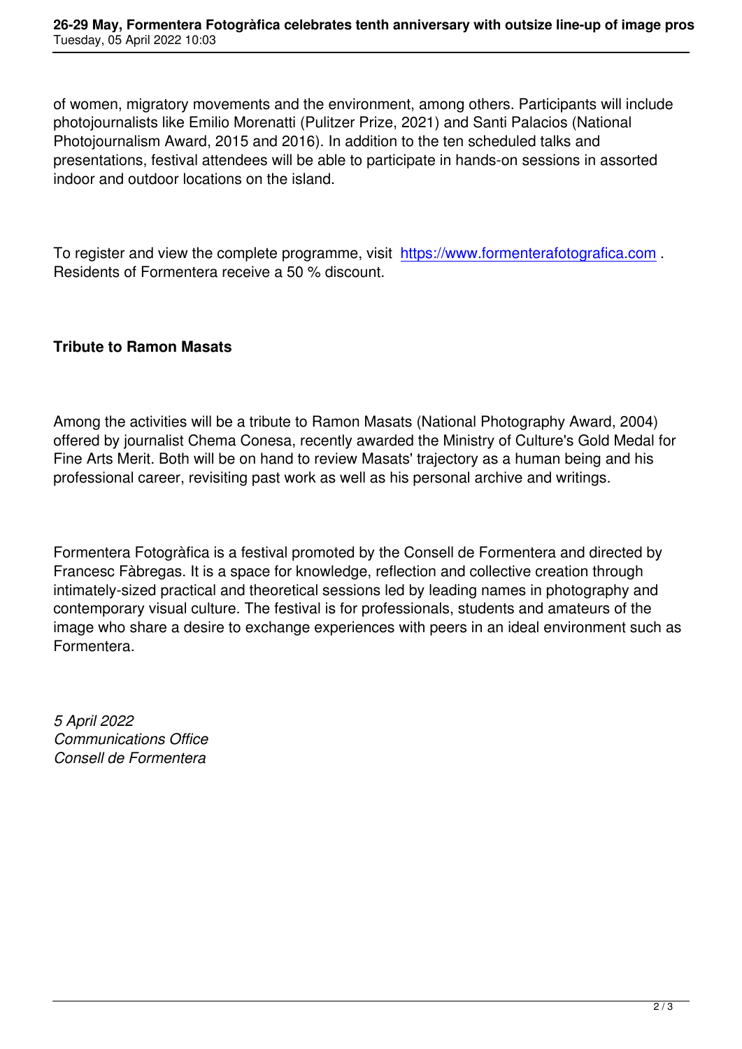of women, migratory movements and the environment, among others. Participants will include photojournalists like Emilio Morenatti (Pulitzer Prize, 2021) and Santi Palacios (National Photojournalism Award, 2015 and 2016). In addition to the ten scheduled talks and presentations, festival attendees will be able to participate in hands-on sessions in assorted indoor and outdoor locations on the island.

To register and view the complete programme, visit [https://www.formenterafotografica.com](https://www.formenterafotografica.com) . Residents of Formentera receive a 50 % discount.

**Tribute to Ramon Masats**

Among the activities will be a tribute to Ramon Masats (National Photography Award, 2004) offered by journalist Chema Conesa, recently awarded the Ministry of Culture's Gold Medal for Fine Arts Merit. Both will be on hand to review Masats' trajectory as a human being and his professional career, revisiting past work as well as his personal archive and writings.

Formentera Fotogràfica is a festival promoted by the Consell de Formentera and directed by Francesc Fàbregas. It is a space for knowledge, reflection and collective creation through intimately-sized practical and theoretical sessions led by leading names in photography and contemporary visual culture. The festival is for professionals, students and amateurs of the image who share a desire to exchange experiences with peers in an ideal environment such as Formentera.

*5 April 2022*
*Communications Office*
*Consell de Formentera*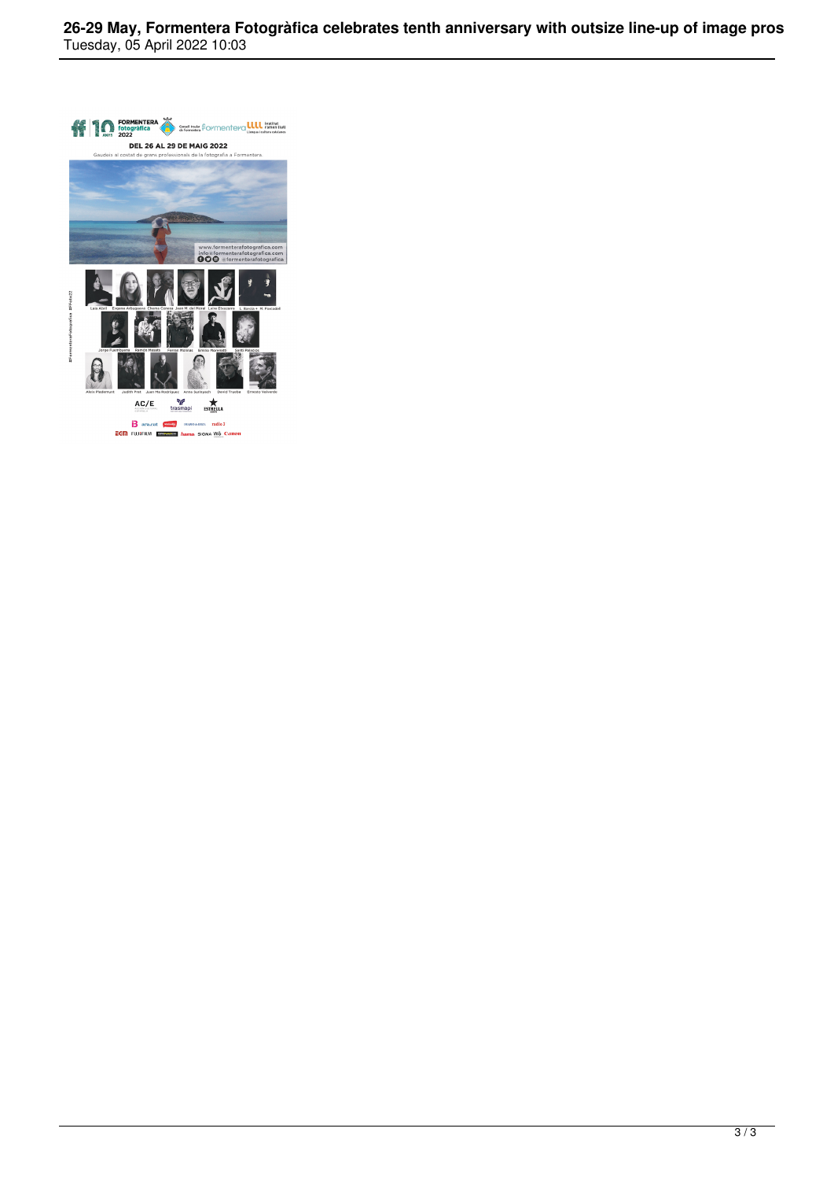FORMENTERA fotogràfica 10 ANYS 2022

Consell Insular de Formentera · Formentera · Institut Ramon Llull

DEL 26 AL 29 DE MAIG 2022

Gaudeix al costat de grans professionals de la fotografia a Formentera

www.formenterafotografica.com
info@formenterafotografica.com
@formenterafotografica

Laia Abril · Eugenia Arbugaeva · Chema Conesa · Joan M. del Rosal · Laia Ghozarni · L. Baccia + M. Pascadel

Jorge Fuembuena · Ramón Masats · Ferran Molinas · Emilio Morenatti · Santi Palacios

Alex Plademunt · Judith Prat · Juan Ma Rodríguez · Anna Surinyach · David Trueba · Ernesto Valverde

#FormenteraFotogràfica #FFoto22

AC/E · trasmapi · ESTRELLA

FUJIFILM · hama · SIGMA · Canon